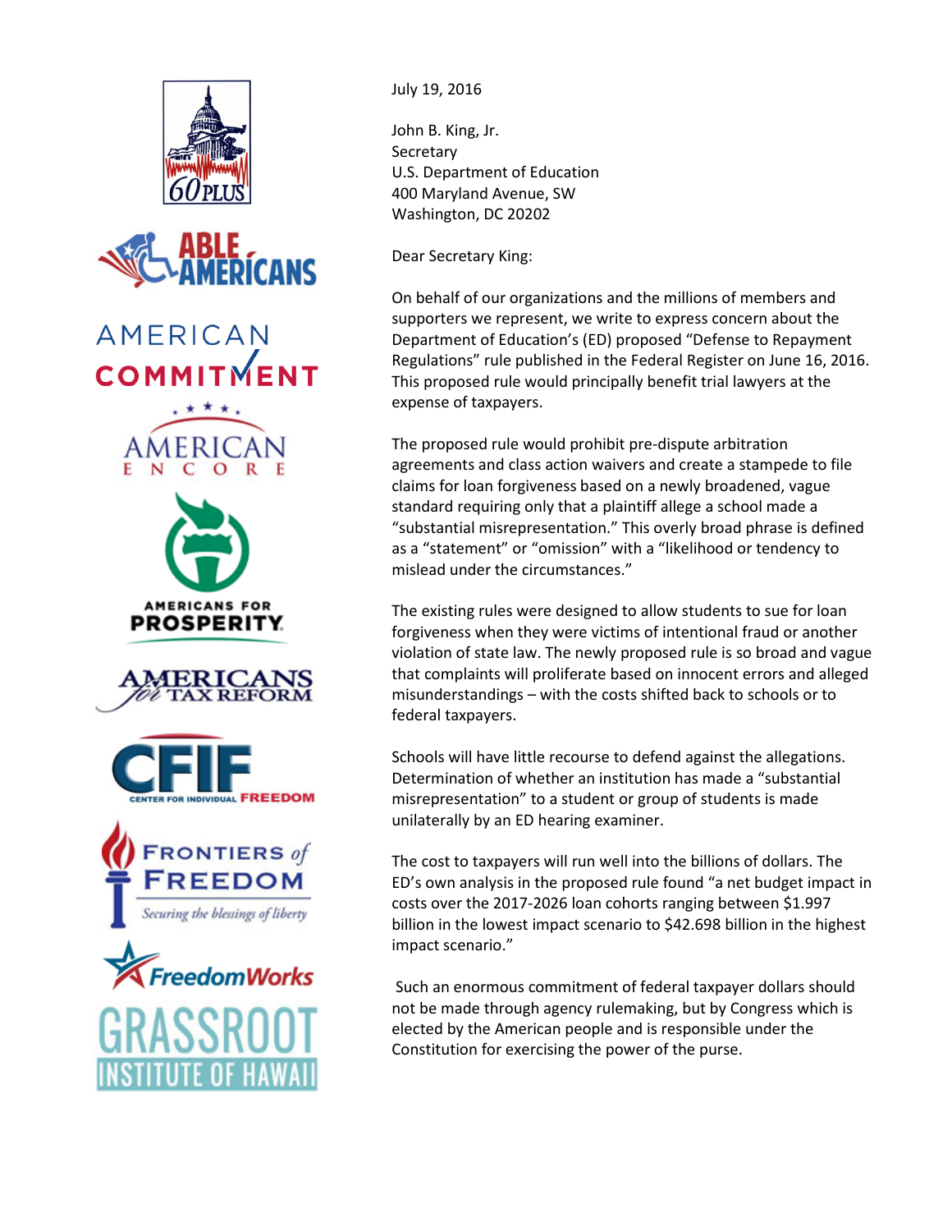60 PLUS

ABLE AMERICANS

AMERICAN COMMITMENT

AMERICAN ENCORE

AMERICANS FOR PROSPERITY

AMERICANS for TAX REFORM

CFIF CENTER FOR INDIVIDUAL FREEDOM

FRONTIERS of FREEDOM
*Securing the blessings of liberty*

FreedomWorks

GRASSROOT INSTITUTE OF HAWAII

July 19, 2016

John B. King, Jr.
Secretary
U.S. Department of Education
400 Maryland Avenue, SW
Washington, DC 20202

Dear Secretary King:

On behalf of our organizations and the millions of members and supporters we represent, we write to express concern about the Department of Education's (ED) proposed "Defense to Repayment Regulations" rule published in the Federal Register on June 16, 2016. This proposed rule would principally benefit trial lawyers at the expense of taxpayers.

The proposed rule would prohibit pre-dispute arbitration agreements and class action waivers and create a stampede to file claims for loan forgiveness based on a newly broadened, vague standard requiring only that a plaintiff allege a school made a "substantial misrepresentation." This overly broad phrase is defined as a "statement" or "omission" with a "likelihood or tendency to mislead under the circumstances."

The existing rules were designed to allow students to sue for loan forgiveness when they were victims of intentional fraud or another violation of state law. The newly proposed rule is so broad and vague that complaints will proliferate based on innocent errors and alleged misunderstandings – with the costs shifted back to schools or to federal taxpayers.

Schools will have little recourse to defend against the allegations. Determination of whether an institution has made a "substantial misrepresentation" to a student or group of students is made unilaterally by an ED hearing examiner.

The cost to taxpayers will run well into the billions of dollars. The ED's own analysis in the proposed rule found "a net budget impact in costs over the 2017-2026 loan cohorts ranging between $1.997 billion in the lowest impact scenario to $42.698 billion in the highest impact scenario."

Such an enormous commitment of federal taxpayer dollars should not be made through agency rulemaking, but by Congress which is elected by the American people and is responsible under the Constitution for exercising the power of the purse.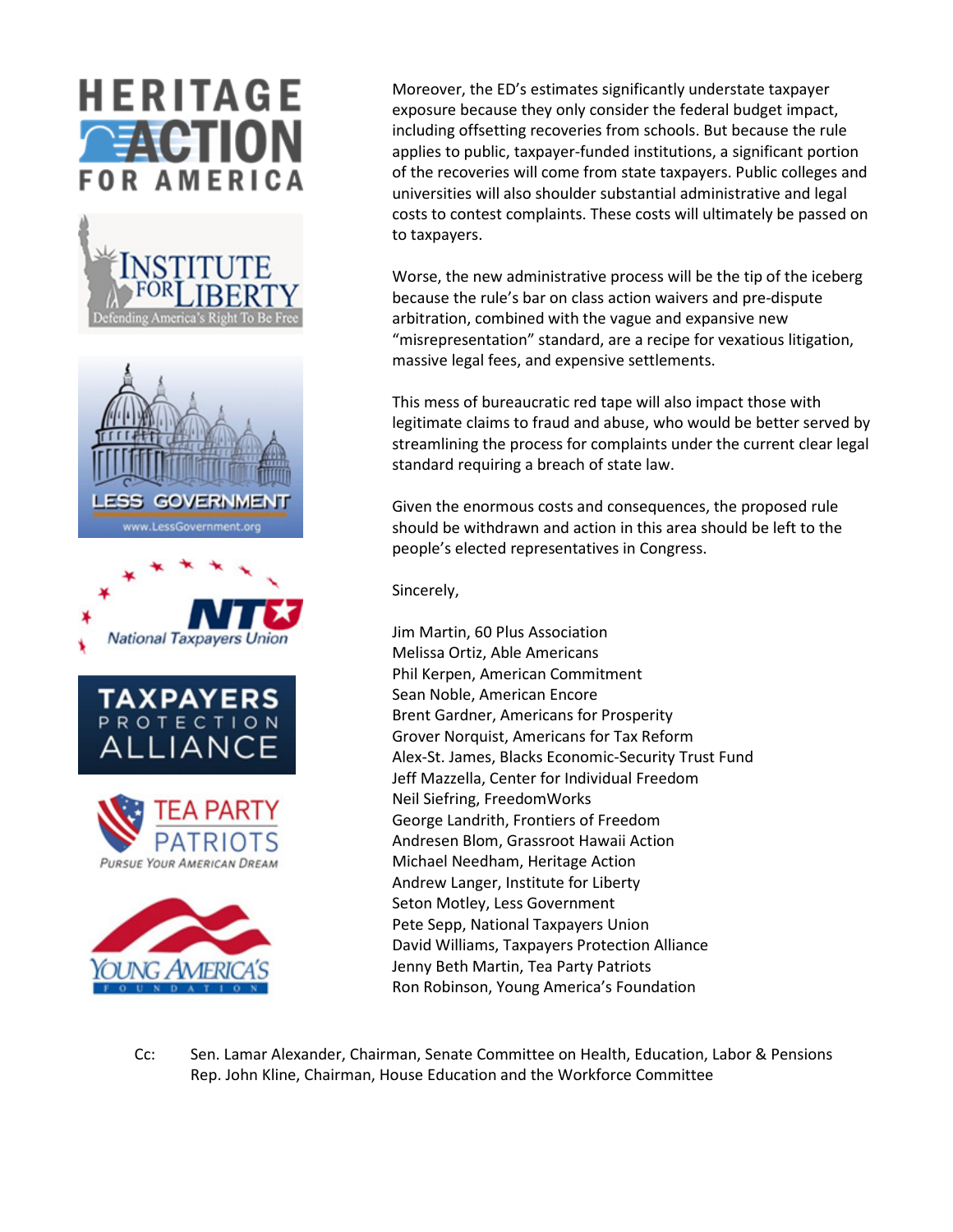Moreover, the ED's estimates significantly understate taxpayer exposure because they only consider the federal budget impact, including offsetting recoveries from schools. But because the rule applies to public, taxpayer-funded institutions, a significant portion of the recoveries will come from state taxpayers. Public colleges and universities will also shoulder substantial administrative and legal costs to contest complaints. These costs will ultimately be passed on to taxpayers.

Worse, the new administrative process will be the tip of the iceberg because the rule's bar on class action waivers and pre-dispute arbitration, combined with the vague and expansive new "misrepresentation" standard, are a recipe for vexatious litigation, massive legal fees, and expensive settlements.

This mess of bureaucratic red tape will also impact those with legitimate claims to fraud and abuse, who would be better served by streamlining the process for complaints under the current clear legal standard requiring a breach of state law.

Given the enormous costs and consequences, the proposed rule should be withdrawn and action in this area should be left to the people's elected representatives in Congress.

Sincerely,

Jim Martin, 60 Plus Association
Melissa Ortiz, Able Americans
Phil Kerpen, American Commitment
Sean Noble, American Encore
Brent Gardner, Americans for Prosperity
Grover Norquist, Americans for Tax Reform
Alex-St. James, Blacks Economic-Security Trust Fund
Jeff Mazzella, Center for Individual Freedom
Neil Siefring, FreedomWorks
George Landrith, Frontiers of Freedom
Andresen Blom, Grassroot Hawaii Action
Michael Needham, Heritage Action
Andrew Langer, Institute for Liberty
Seton Motley, Less Government
Pete Sepp, National Taxpayers Union
David Williams, Taxpayers Protection Alliance
Jenny Beth Martin, Tea Party Patriots
Ron Robinson, Young America's Foundation

Cc: Sen. Lamar Alexander, Chairman, Senate Committee on Health, Education, Labor & Pensions
Rep. John Kline, Chairman, House Education and the Workforce Committee